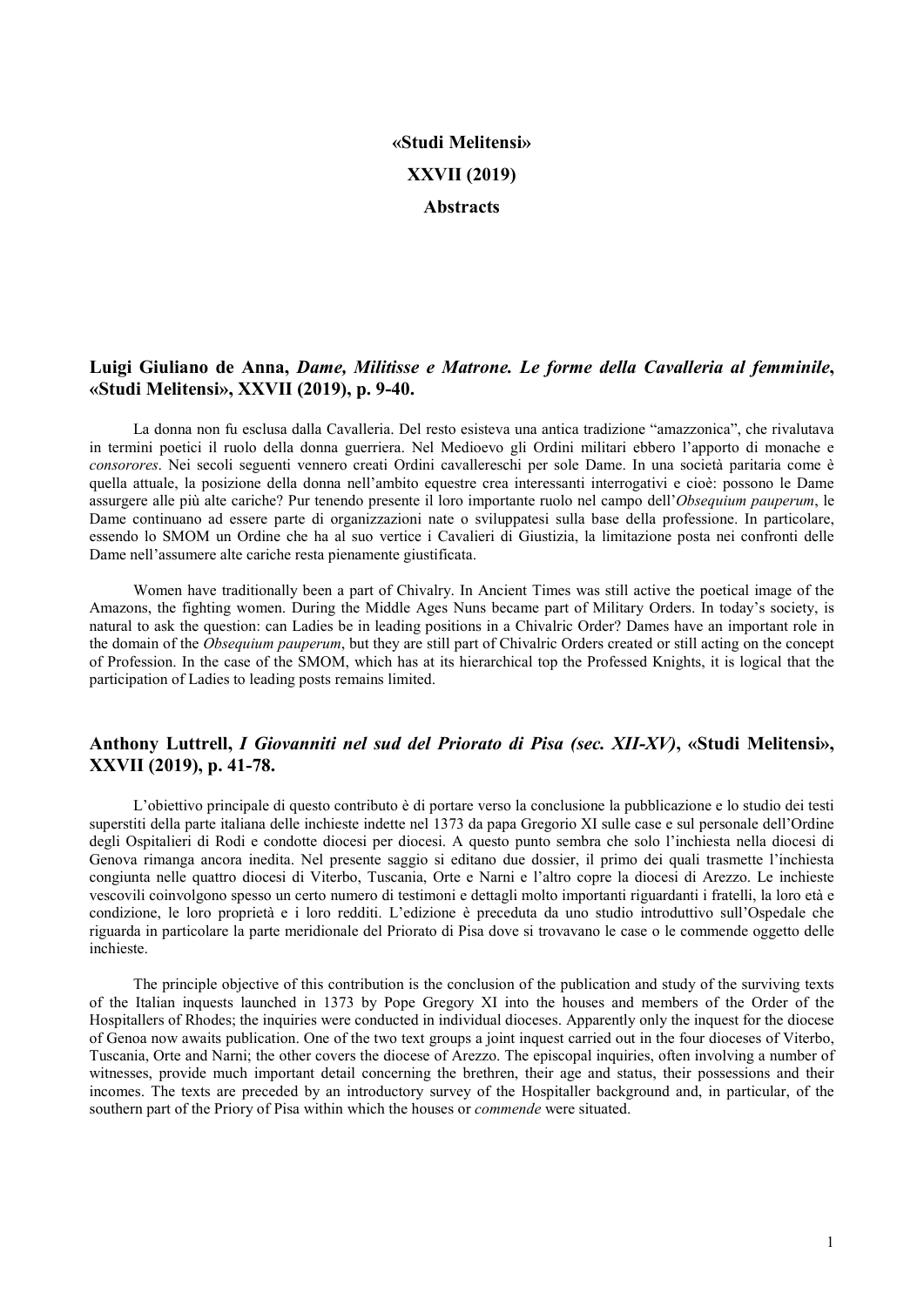# «Studi Melitensi»

# XXVII (2019)

# Abstracts

## Luigi Giuliano de Anna, *Dame, Militisse e Matrone. Le forme della Cavalleria al femminile*, «Studi Melitensi», XXVII (2019), p. 9-40.

La donna non fu esclusa dalla Cavalleria. Del resto esisteva una antica tradizione "amazzonica", che rivalutava in termini poetici il ruolo della donna guerriera. Nel Medioevo gli Ordini militari ebbero l'apporto di monache e *consorores*. Nei secoli seguenti vennero creati Ordini cavallereschi per sole Dame. In una società paritaria come è quella attuale, la posizione della donna nell'ambito equestre crea interessanti interrogativi e cioè: possono le Dame assurgere alle più alte cariche? Pur tenendo presente il loro importante ruolo nel campo dell'*Obsequium pauperum*, le Dame continuano ad essere parte di organizzazioni nate o sviluppatesi sulla base della professione. In particolare, essendo lo SMOM un Ordine che ha al suo vertice i Cavalieri di Giustizia, la limitazione posta nei confronti delle Dame nell'assumere alte cariche resta pienamente giustificata.

Women have traditionally been a part of Chivalry. In Ancient Times was still active the poetical image of the Amazons, the fighting women. During the Middle Ages Nuns became part of Military Orders. In today's society, is natural to ask the question: can Ladies be in leading positions in a Chivalric Order? Dames have an important role in the domain of the *Obsequium pauperum*, but they are still part of Chivalric Orders created or still acting on the concept of Profession. In the case of the SMOM, which has at its hierarchical top the Professed Knights, it is logical that the participation of Ladies to leading posts remains limited.

## Anthony Luttrell, *I Giovanniti nel sud del Priorato di Pisa (sec. XII-XV)*, «Studi Melitensi», XXVII (2019), p. 41-78.

L'obiettivo principale di questo contributo è di portare verso la conclusione la pubblicazione e lo studio dei testi superstiti della parte italiana delle inchieste indette nel 1373 da papa Gregorio XI sulle case e sul personale dell'Ordine degli Ospitalieri di Rodi e condotte diocesi per diocesi. A questo punto sembra che solo l'inchiesta nella diocesi di Genova rimanga ancora inedita. Nel presente saggio si editano due dossier, il primo dei quali trasmette l'inchiesta congiunta nelle quattro diocesi di Viterbo, Tuscania, Orte e Narni e l'altro copre la diocesi di Arezzo. Le inchieste vescovili coinvolgono spesso un certo numero di testimoni e dettagli molto importanti riguardanti i fratelli, la loro età e condizione, le loro proprietà e i loro redditi. L'edizione è preceduta da uno studio introduttivo sull'Ospedale che riguarda in particolare la parte meridionale del Priorato di Pisa dove si trovavano le case o le commende oggetto delle inchieste.

The principle objective of this contribution is the conclusion of the publication and study of the surviving texts of the Italian inquests launched in 1373 by Pope Gregory XI into the houses and members of the Order of the Hospitallers of Rhodes; the inquiries were conducted in individual dioceses. Apparently only the inquest for the diocese of Genoa now awaits publication. One of the two text groups a joint inquest carried out in the four dioceses of Viterbo, Tuscania, Orte and Narni; the other covers the diocese of Arezzo. The episcopal inquiries, often involving a number of witnesses, provide much important detail concerning the brethren, their age and status, their possessions and their incomes. The texts are preceded by an introductory survey of the Hospitaller background and, in particular, of the southern part of the Priory of Pisa within which the houses or *commende* were situated.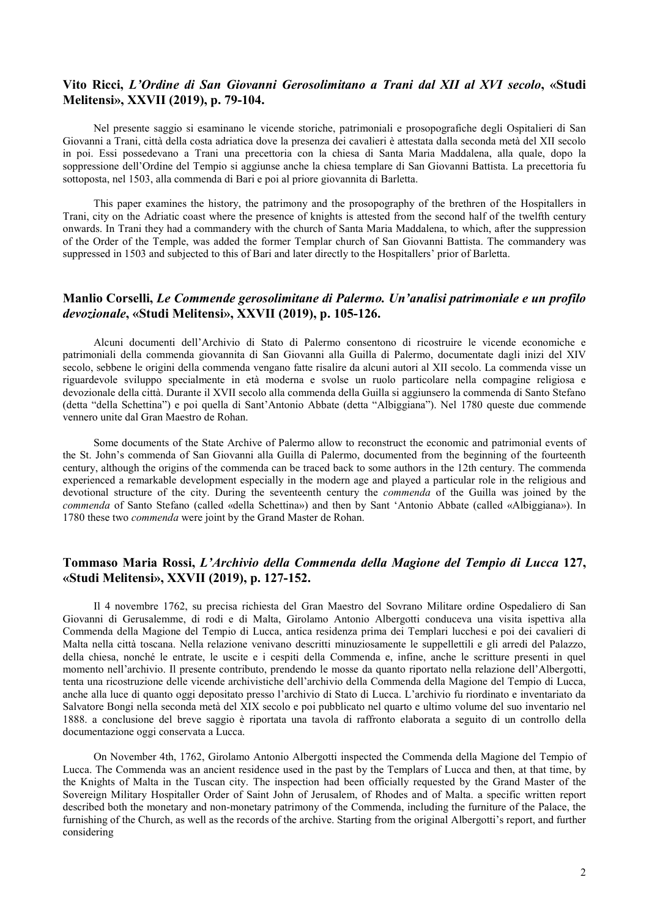### Vito Ricci, *L'Ordine di San Giovanni Gerosolimitano a Trani dal XII al XVI secolo*, «Studi Melitensi», XXVII (2019), p. 79-104.

Nel presente saggio si esaminano le vicende storiche, patrimoniali e prosopografiche degli Ospitalieri di San Giovanni a Trani, città della costa adriatica dove la presenza dei cavalieri è attestata dalla seconda metà del XII secolo in poi. Essi possedevano a Trani una precettoria con la chiesa di Santa Maria Maddalena, alla quale, dopo la soppressione dell'Ordine del Tempio si aggiunse anche la chiesa templare di San Giovanni Battista. La precettoria fu sottoposta, nel 1503, alla commenda di Bari e poi al priore giovannita di Barletta.

This paper examines the history, the patrimony and the prosopography of the brethren of the Hospitallers in Trani, city on the Adriatic coast where the presence of knights is attested from the second half of the twelfth century onwards. In Trani they had a commandery with the church of Santa Maria Maddalena, to which, after the suppression of the Order of the Temple, was added the former Templar church of San Giovanni Battista. The commandery was suppressed in 1503 and subjected to this of Bari and later directly to the Hospitallers' prior of Barletta.

### Manlio Corselli, *Le Commende gerosolimitane di Palermo. Un'analisi patrimoniale e un profilo devozionale*, «Studi Melitensi», XXVII (2019), p. 105-126.

Alcuni documenti dell'Archivio di Stato di Palermo consentono di ricostruire le vicende economiche e patrimoniali della commenda giovannita di San Giovanni alla Guilla di Palermo, documentate dagli inizi del XIV secolo, sebbene le origini della commenda vengano fatte risalire da alcuni autori al XII secolo. La commenda visse un riguardevole sviluppo specialmente in età moderna e svolse un ruolo particolare nella compagine religiosa e devozionale della città. Durante il XVII secolo alla commenda della Guilla si aggiunsero la commenda di Santo Stefano (detta "della Schettina") e poi quella di Sant'Antonio Abbate (detta "Albiggiana"). Nel 1780 queste due commende vennero unite dal Gran Maestro de Rohan.

Some documents of the State Archive of Palermo allow to reconstruct the economic and patrimonial events of the St. John's commenda of San Giovanni alla Guilla di Palermo, documented from the beginning of the fourteenth century, although the origins of the commenda can be traced back to some authors in the 12th century. The commenda experienced a remarkable development especially in the modern age and played a particular role in the religious and devotional structure of the city. During the seventeenth century the *commenda* of the Guilla was joined by the *commenda* of Santo Stefano (called «della Schettina») and then by Sant 'Antonio Abbate (called «Albiggiana»). In 1780 these two *commenda* were joint by the Grand Master de Rohan.

### Tommaso Maria Rossi, *L'Archivio della Commenda della Magione del Tempio di Lucca* 127, «Studi Melitensi», XXVII (2019), p. 127-152.

Il 4 novembre 1762, su precisa richiesta del Gran Maestro del Sovrano Militare ordine Ospedaliero di San Giovanni di Gerusalemme, di rodi e di Malta, Girolamo Antonio Albergotti conduceva una visita ispettiva alla Commenda della Magione del Tempio di Lucca, antica residenza prima dei Templari lucchesi e poi dei cavalieri di Malta nella città toscana. Nella relazione venivano descritti minuziosamente le suppellettili e gli arredi del Palazzo, della chiesa, nonché le entrate, le uscite e i cespiti della Commenda e, infine, anche le scritture presenti in quel momento nell'archivio. Il presente contributo, prendendo le mosse da quanto riportato nella relazione dell'Albergotti, tenta una ricostruzione delle vicende archivistiche dell'archivio della Commenda della Magione del Tempio di Lucca, anche alla luce di quanto oggi depositato presso l'archivio di Stato di Lucca. L'archivio fu riordinato e inventariato da Salvatore Bongi nella seconda metà del XIX secolo e poi pubblicato nel quarto e ultimo volume del suo inventario nel 1888. a conclusione del breve saggio è riportata una tavola di raffronto elaborata a seguito di un controllo della documentazione oggi conservata a Lucca.

On November 4th, 1762, Girolamo Antonio Albergotti inspected the Commenda della Magione del Tempio of Lucca. The Commenda was an ancient residence used in the past by the Templars of Lucca and then, at that time, by the Knights of Malta in the Tuscan city. The inspection had been officially requested by the Grand Master of the Sovereign Military Hospitaller Order of Saint John of Jerusalem, of Rhodes and of Malta. a specific written report described both the monetary and non-monetary patrimony of the Commenda, including the furniture of the Palace, the furnishing of the Church, as well as the records of the archive. Starting from the original Albergotti's report, and further considering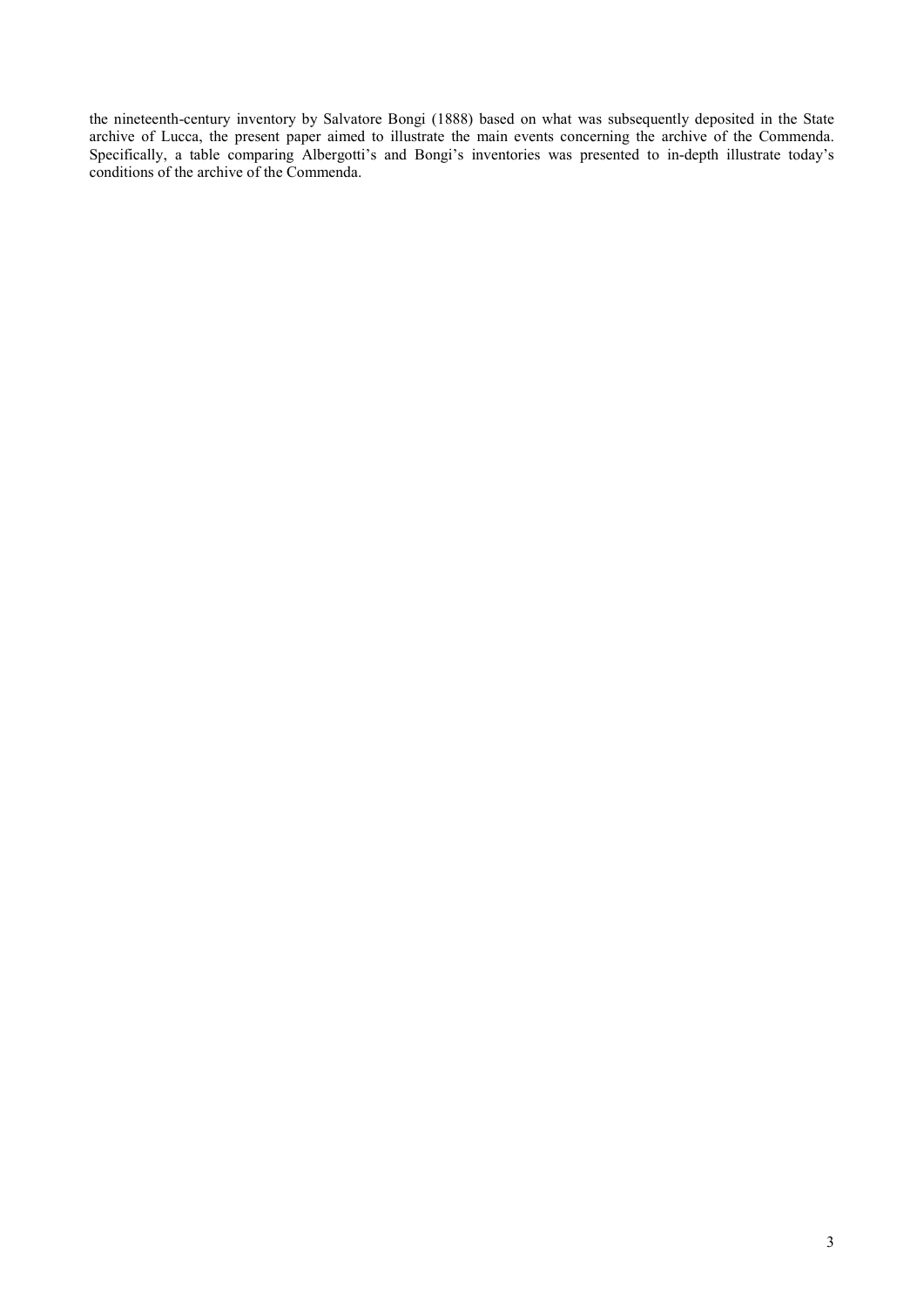the nineteenth-century inventory by Salvatore Bongi (1888) based on what was subsequently deposited in the State archive of Lucca, the present paper aimed to illustrate the main events concerning the archive of the Commenda. Specifically, a table comparing Albergotti's and Bongi's inventories was presented to in-depth illustrate today's conditions of the archive of the Commenda.